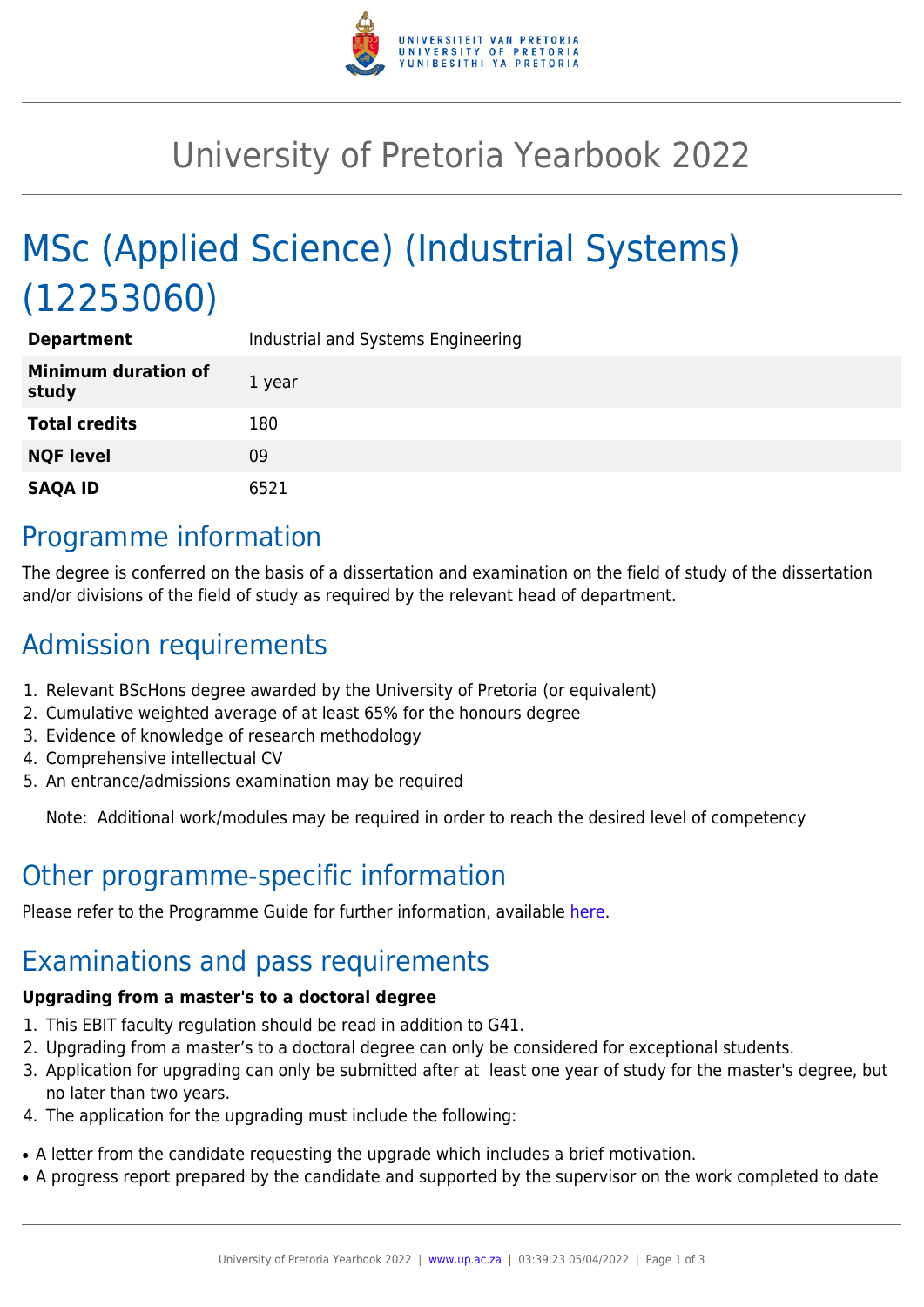# University of Pretoria Yearbook 2022

# MSc (Applied Science) (Industrial Systems) (12253060)

| | |
|---|---|
| **Department** | Industrial and Systems Engineering |
| **Minimum duration of study** | 1 year |
| **Total credits** | 180 |
| **NQF level** | 09 |
| **SAQA ID** | 6521 |

## Programme information

The degree is conferred on the basis of a dissertation and examination on the field of study of the dissertation and/or divisions of the field of study as required by the relevant head of department.

## Admission requirements

1. Relevant BScHons degree awarded by the University of Pretoria (or equivalent)
2. Cumulative weighted average of at least 65% for the honours degree
3. Evidence of knowledge of research methodology
4. Comprehensive intellectual CV
5. An entrance/admissions examination may be required

Note: Additional work/modules may be required in order to reach the desired level of competency

## Other programme-specific information

Please refer to the Programme Guide for further information, available here.

## Examinations and pass requirements

**Upgrading from a master's to a doctoral degree**

1. This EBIT faculty regulation should be read in addition to G41.
2. Upgrading from a master's to a doctoral degree can only be considered for exceptional students.
3. Application for upgrading can only be submitted after at least one year of study for the master's degree, but no later than two years.
4. The application for the upgrading must include the following:

- A letter from the candidate requesting the upgrade which includes a brief motivation.
- A progress report prepared by the candidate and supported by the supervisor on the work completed to date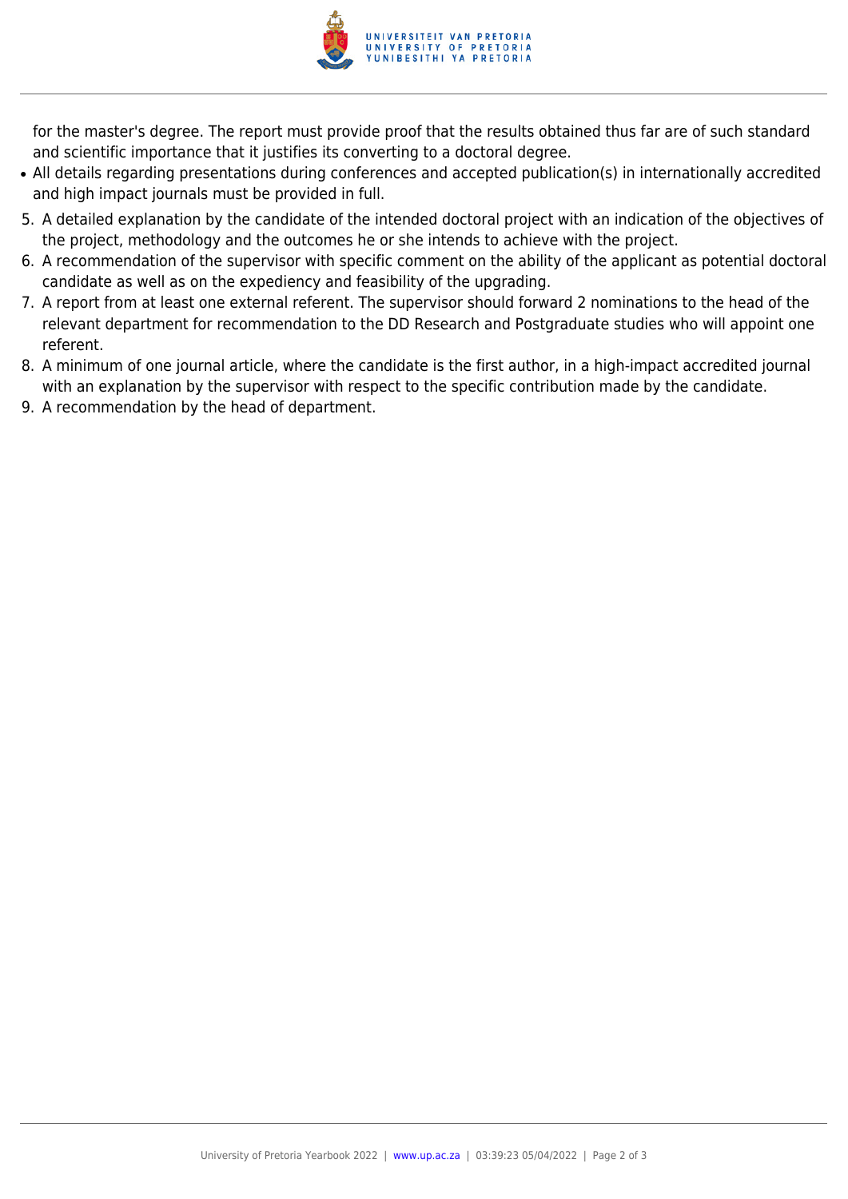for the master's degree. The report must provide proof that the results obtained thus far are of such standard and scientific importance that it justifies its converting to a doctoral degree.

- All details regarding presentations during conferences and accepted publication(s) in internationally accredited and high impact journals must be provided in full.

5. A detailed explanation by the candidate of the intended doctoral project with an indication of the objectives of the project, methodology and the outcomes he or she intends to achieve with the project.
6. A recommendation of the supervisor with specific comment on the ability of the applicant as potential doctoral candidate as well as on the expediency and feasibility of the upgrading.
7. A report from at least one external referent. The supervisor should forward 2 nominations to the head of the relevant department for recommendation to the DD Research and Postgraduate studies who will appoint one referent.
8. A minimum of one journal article, where the candidate is the first author, in a high-impact accredited journal with an explanation by the supervisor with respect to the specific contribution made by the candidate.
9. A recommendation by the head of department.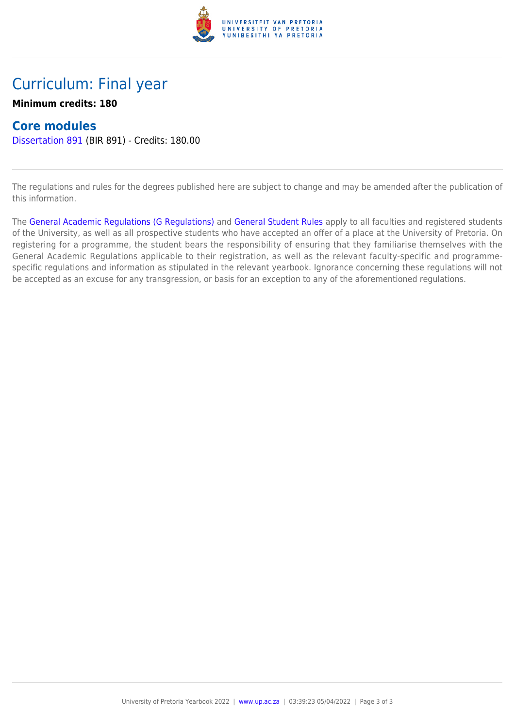# Curriculum: Final year

**Minimum credits: 180**

## Core modules

Dissertation 891 (BIR 891) - Credits: 180.00

The regulations and rules for the degrees published here are subject to change and may be amended after the publication of this information.

The General Academic Regulations (G Regulations) and General Student Rules apply to all faculties and registered students of the University, as well as all prospective students who have accepted an offer of a place at the University of Pretoria. On registering for a programme, the student bears the responsibility of ensuring that they familiarise themselves with the General Academic Regulations applicable to their registration, as well as the relevant faculty-specific and programme-specific regulations and information as stipulated in the relevant yearbook. Ignorance concerning these regulations will not be accepted as an excuse for any transgression, or basis for an exception to any of the aforementioned regulations.